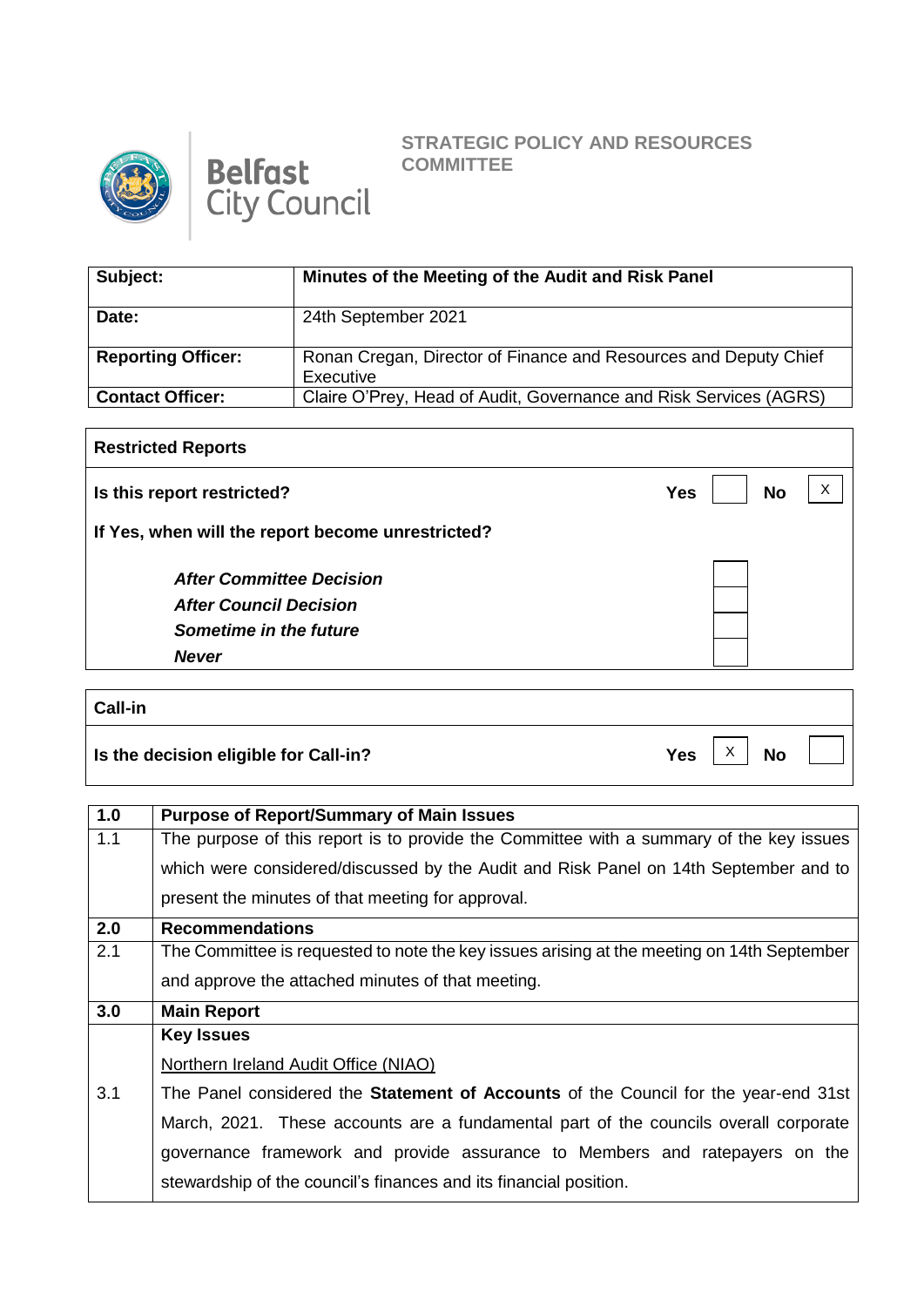Belfast City Council

**STRATEGIC POLICY AND RESOURCES COMMITTEE**

| **Subject:** | **Minutes of the Meeting of the Audit and Risk Panel** |
|---|---|
| **Date:** | 24th September 2021 |
| **Reporting Officer:** | Ronan Cregan, Director of Finance and Resources and Deputy Chief Executive |
| **Contact Officer:** | Claire O'Prey, Head of Audit, Governance and Risk Services (AGRS) |

| **Restricted Reports** | | |
|---|---|---|
| **Is this report restricted?** | **Yes** [ ] | **No** [X] |
| **If Yes, when will the report become unrestricted?** | | |
| ***After Committee Decision*** | [ ] | |
| ***After Council Decision*** | [ ] | |
| ***Sometime in the future*** | [ ] | |
| ***Never*** | [ ] | |

| **Call-in** | | |
|---|---|---|
| **Is the decision eligible for Call-in?** | **Yes** [X] | **No** [ ] |

| **1.0** | **Purpose of Report/Summary of Main Issues** |
|---|---|
| 1.1 | The purpose of this report is to provide the Committee with a summary of the key issues which were considered/discussed by the Audit and Risk Panel on 14th September and to present the minutes of that meeting for approval. |
| **2.0** | **Recommendations** |
| 2.1 | The Committee is requested to note the key issues arising at the meeting on 14th September and approve the attached minutes of that meeting. |
| **3.0** | **Main Report** |
| | **Key Issues** |
| | Northern Ireland Audit Office (NIAO) |
| 3.1 | The Panel considered the **Statement of Accounts** of the Council for the year-end 31st March, 2021. These accounts are a fundamental part of the councils overall corporate governance framework and provide assurance to Members and ratepayers on the stewardship of the council's finances and its financial position. |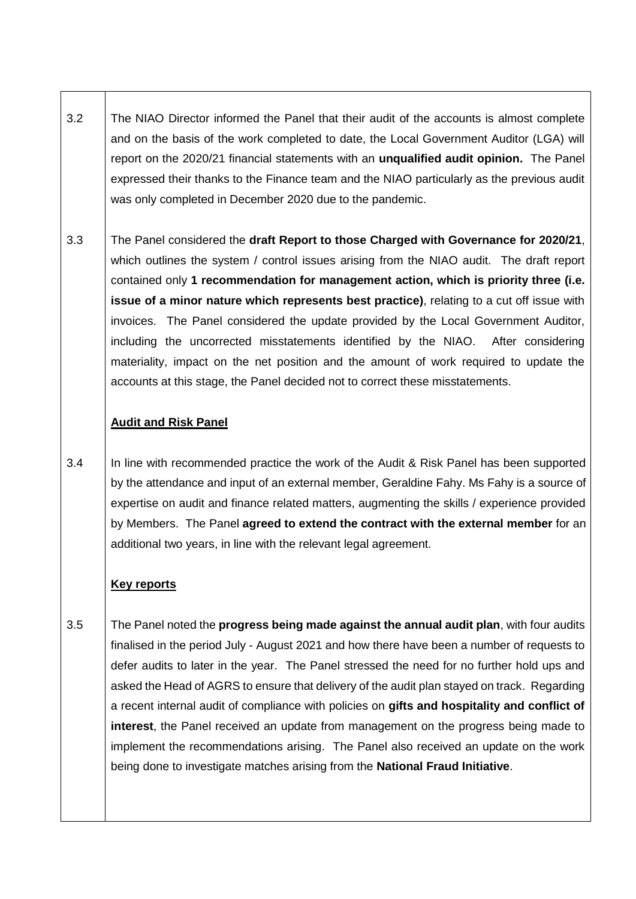| | |
|---|---|
| 3.2 | The NIAO Director informed the Panel that their audit of the accounts is almost complete and on the basis of the work completed to date, the Local Government Auditor (LGA) will report on the 2020/21 financial statements with an **unqualified audit opinion.** The Panel expressed their thanks to the Finance team and the NIAO particularly as the previous audit was only completed in December 2020 due to the pandemic. |
| 3.3 | The Panel considered the **draft Report to those Charged with Governance for 2020/21**, which outlines the system / control issues arising from the NIAO audit. The draft report contained only **1 recommendation for management action, which is priority three (i.e. issue of a minor nature which represents best practice)**, relating to a cut off issue with invoices. The Panel considered the update provided by the Local Government Auditor, including the uncorrected misstatements identified by the NIAO. After considering materiality, impact on the net position and the amount of work required to update the accounts at this stage, the Panel decided not to correct these misstatements. |
| | **Audit and Risk Panel** |
| 3.4 | In line with recommended practice the work of the Audit & Risk Panel has been supported by the attendance and input of an external member, Geraldine Fahy. Ms Fahy is a source of expertise on audit and finance related matters, augmenting the skills / experience provided by Members. The Panel **agreed to extend the contract with the external member** for an additional two years, in line with the relevant legal agreement. |
| | **Key reports** |
| 3.5 | The Panel noted the **progress being made against the annual audit plan**, with four audits finalised in the period July - August 2021 and how there have been a number of requests to defer audits to later in the year. The Panel stressed the need for no further hold ups and asked the Head of AGRS to ensure that delivery of the audit plan stayed on track. Regarding a recent internal audit of compliance with policies on **gifts and hospitality and conflict of interest**, the Panel received an update from management on the progress being made to implement the recommendations arising. The Panel also received an update on the work being done to investigate matches arising from the **National Fraud Initiative**. |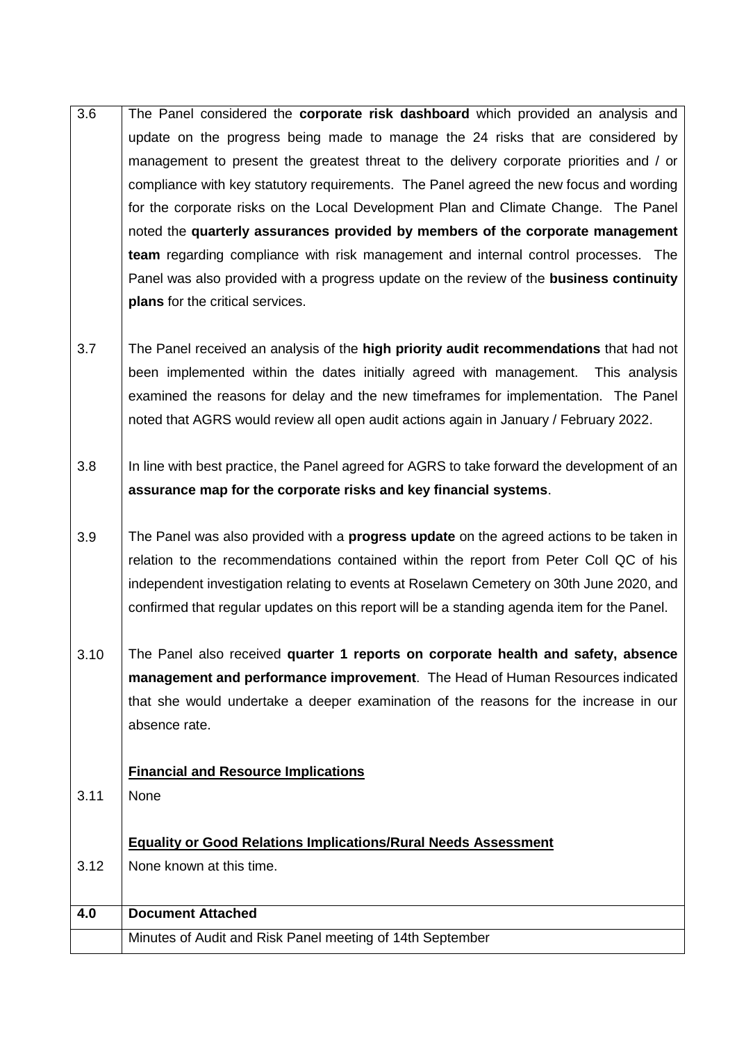| | |
|---|---|
| 3.6 | The Panel considered the **corporate risk dashboard** which provided an analysis and update on the progress being made to manage the 24 risks that are considered by management to present the greatest threat to the delivery corporate priorities and / or compliance with key statutory requirements. The Panel agreed the new focus and wording for the corporate risks on the Local Development Plan and Climate Change. The Panel noted the **quarterly assurances provided by members of the corporate management team** regarding compliance with risk management and internal control processes. The Panel was also provided with a progress update on the review of the **business continuity plans** for the critical services. |
| 3.7 | The Panel received an analysis of the **high priority audit recommendations** that had not been implemented within the dates initially agreed with management. This analysis examined the reasons for delay and the new timeframes for implementation. The Panel noted that AGRS would review all open audit actions again in January / February 2022. |
| 3.8 | In line with best practice, the Panel agreed for AGRS to take forward the development of an **assurance map for the corporate risks and key financial systems**. |
| 3.9 | The Panel was also provided with a **progress update** on the agreed actions to be taken in relation to the recommendations contained within the report from Peter Coll QC of his independent investigation relating to events at Roselawn Cemetery on 30th June 2020, and confirmed that regular updates on this report will be a standing agenda item for the Panel. |
| 3.10 | The Panel also received **quarter 1 reports on corporate health and safety, absence management and performance improvement**. The Head of Human Resources indicated that she would undertake a deeper examination of the reasons for the increase in our absence rate. |
| | **<u>Financial and Resource Implications</u>** |
| 3.11 | None |
| | **<u>Equality or Good Relations Implications/Rural Needs Assessment</u>** |
| 3.12 | None known at this time. |
| **4.0** | **Document Attached** |
| | Minutes of Audit and Risk Panel meeting of 14th September |